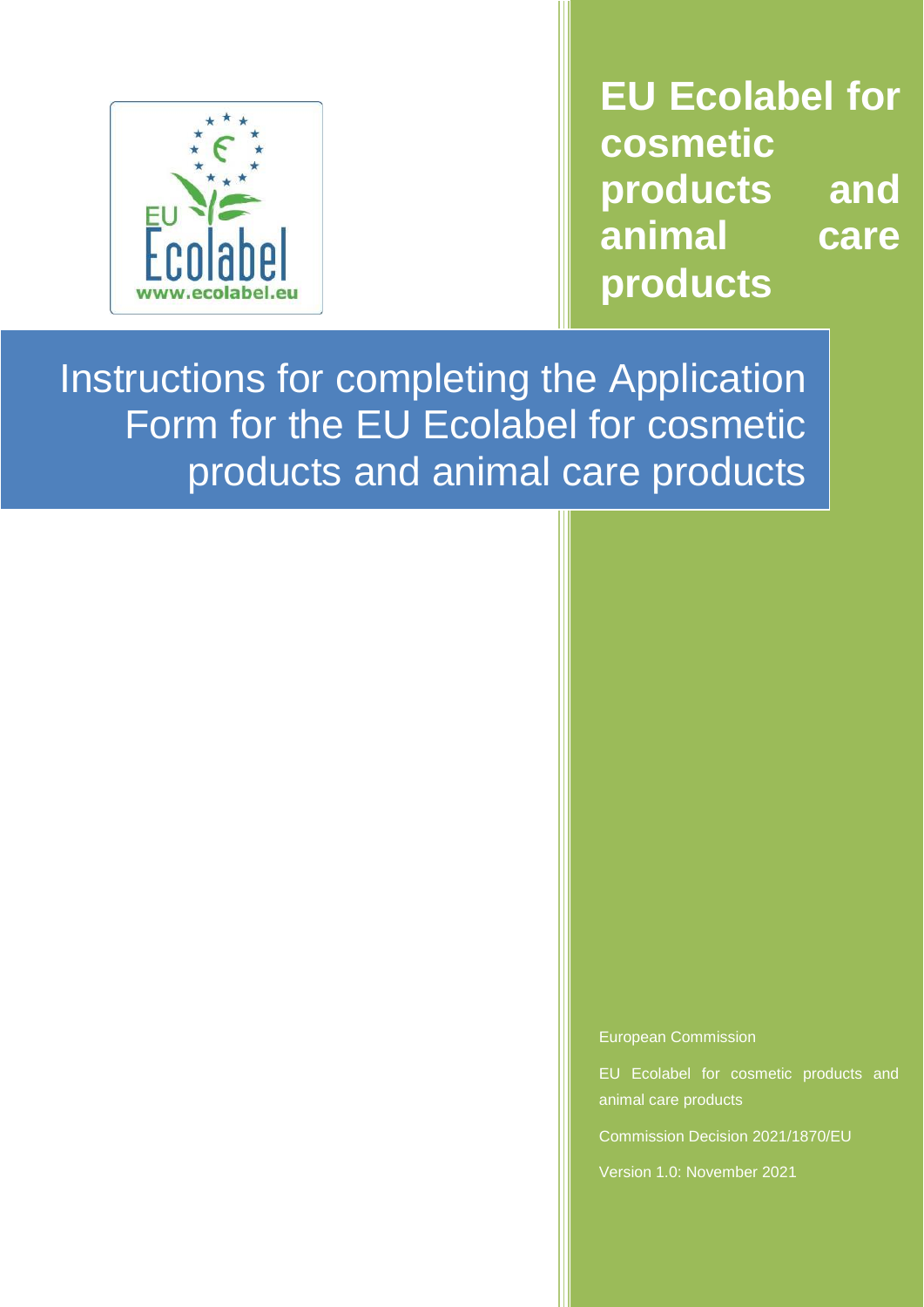# EU Ecolabel for cosmetic products and animal care products

## Instructions for completing the Application Form for the EU Ecolabel for cosmetic products and animal care products

European Commission

EU Ecolabel for cosmetic products and animal care products

Commission Decision 2021/1870/EU

Version 1.0: November 2021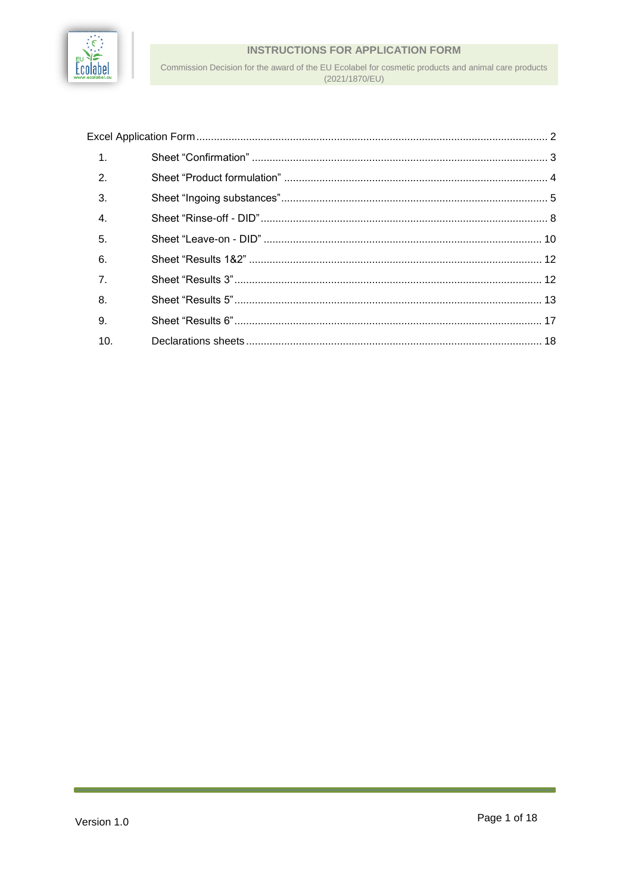Excel Application Form ........................................................................................................................ 2

1. Sheet "Confirmation" .................................................................................................... 3
2. Sheet "Product formulation" .......................................................................................... 4
3. Sheet "Ingoing substances" ........................................................................................... 5
4. Sheet "Rinse-off - DID" ................................................................................................. 8
5. Sheet "Leave-on - DID" .............................................................................................. 10
6. Sheet "Results 1&2" ................................................................................................... 12
7. Sheet "Results 3" ........................................................................................................ 12
8. Sheet "Results 5" ........................................................................................................ 13
9. Sheet "Results 6" ........................................................................................................ 17
10. Declarations sheets .................................................................................................... 18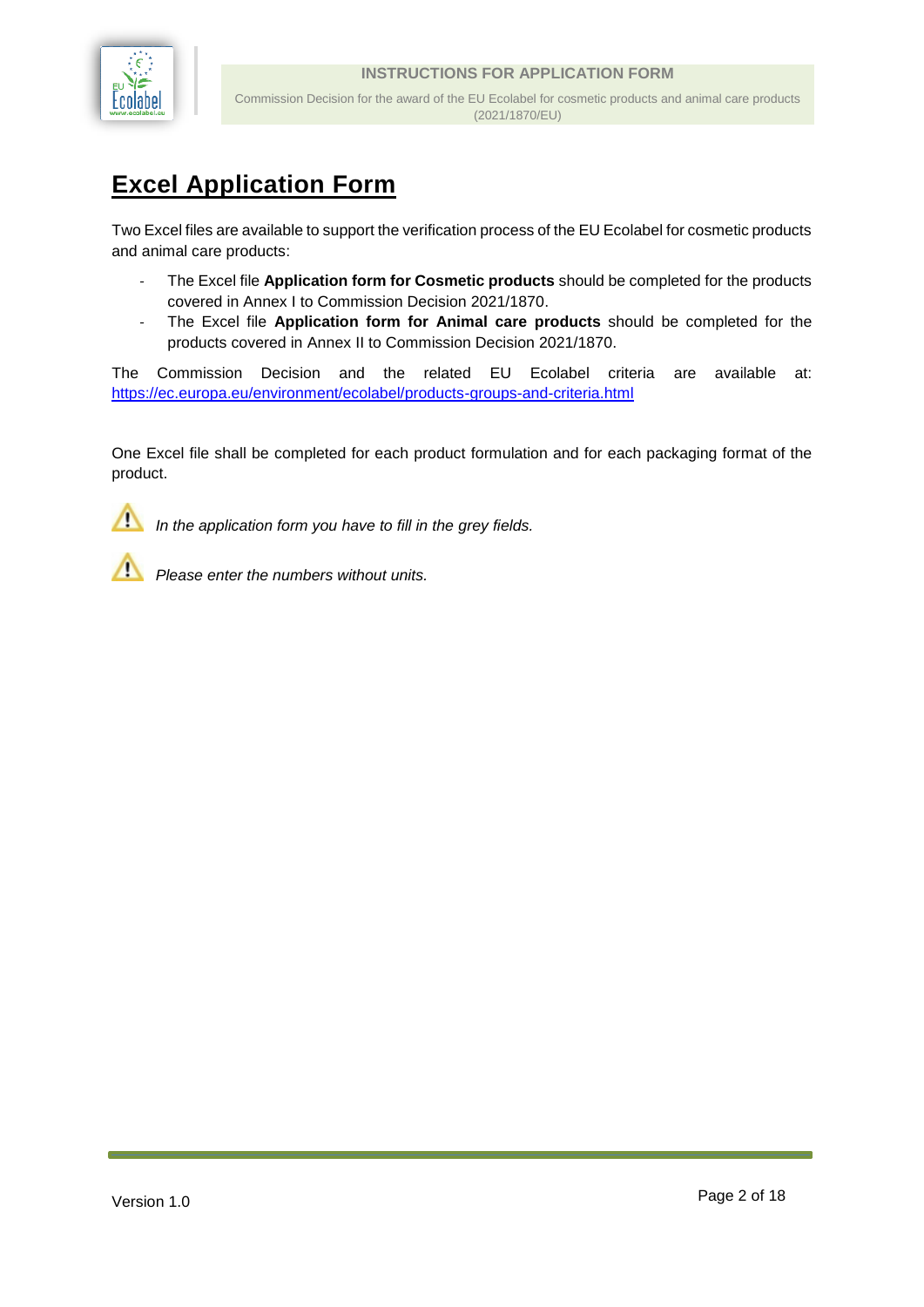# Excel Application Form

Two Excel files are available to support the verification process of the EU Ecolabel for cosmetic products and animal care products:

- The Excel file **Application form for Cosmetic products** should be completed for the products covered in Annex I to Commission Decision 2021/1870.
- The Excel file **Application form for Animal care products** should be completed for the products covered in Annex II to Commission Decision 2021/1870.

The Commission Decision and the related EU Ecolabel criteria are available at: https://ec.europa.eu/environment/ecolabel/products-groups-and-criteria.html

One Excel file shall be completed for each product formulation and for each packaging format of the product.

⚠ *In the application form you have to fill in the grey fields.*

⚠ *Please enter the numbers without units.*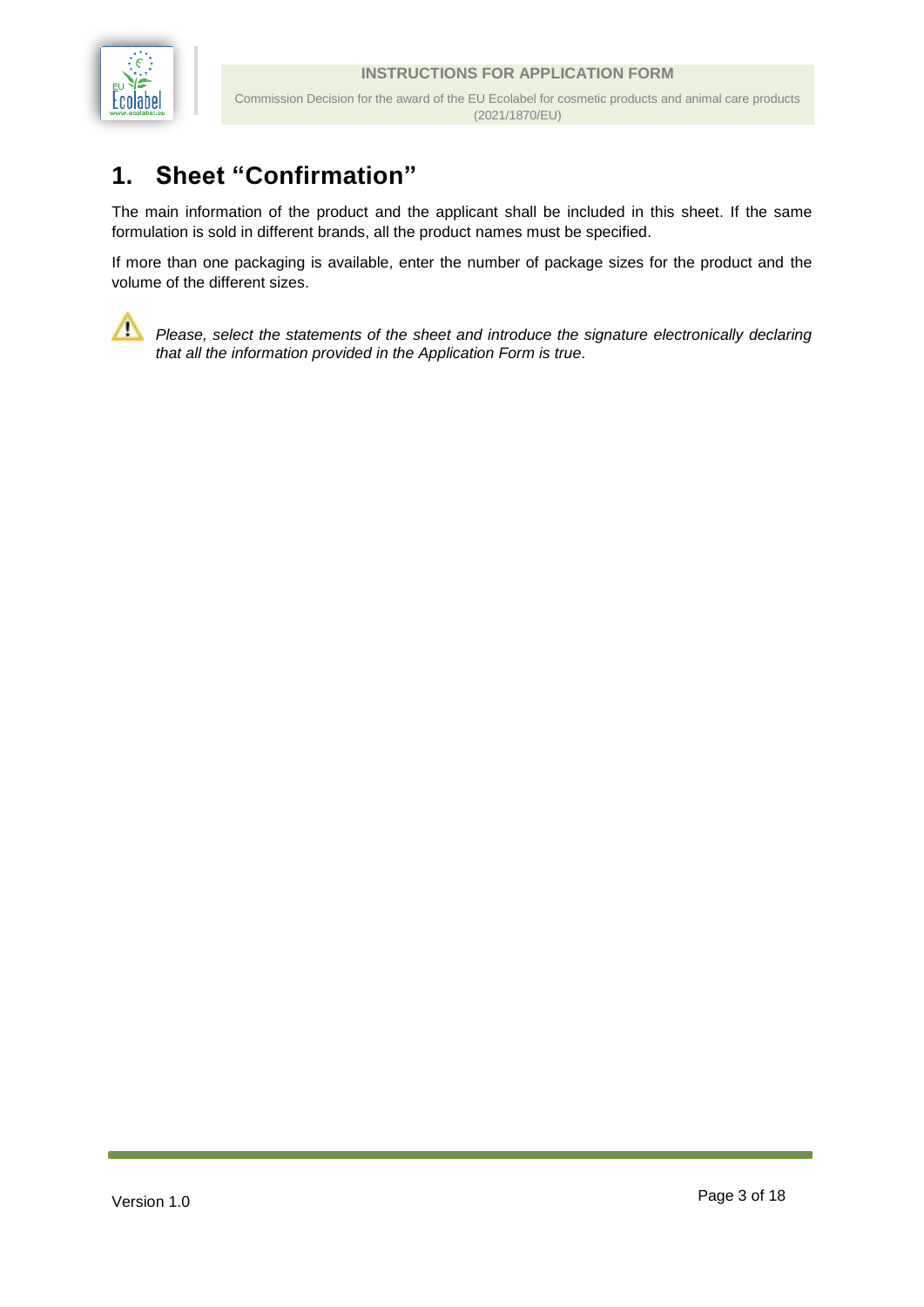# 1. Sheet "Confirmation"

The main information of the product and the applicant shall be included in this sheet. If the same formulation is sold in different brands, all the product names must be specified.

If more than one packaging is available, enter the number of package sizes for the product and the volume of the different sizes.

⚠ *Please, select the statements of the sheet and introduce the signature electronically declaring that all the information provided in the Application Form is true.*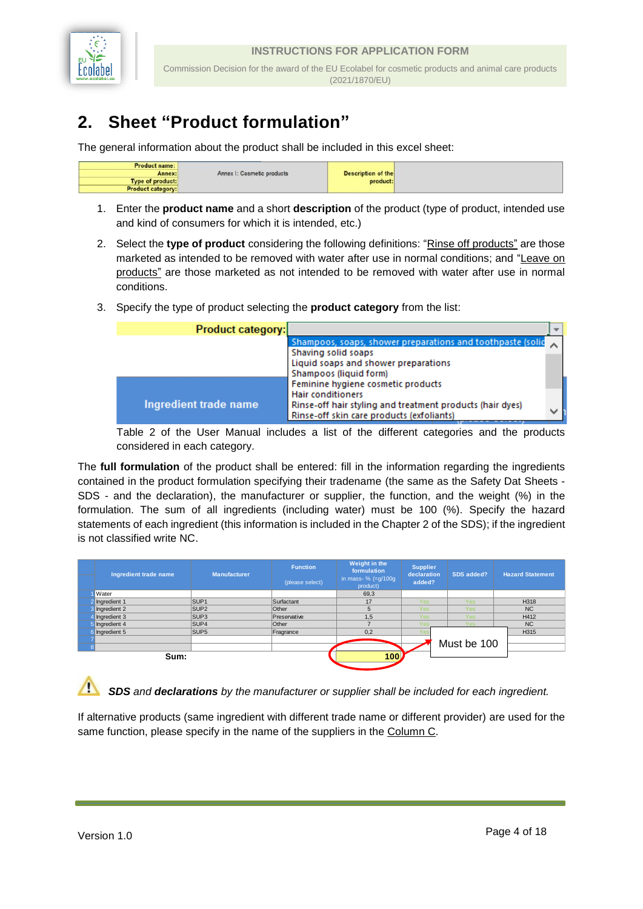## 2. Sheet "Product formulation"

The general information about the product shall be included in this excel sheet:

| Product name: | | Description of the product: | |
|---|---|---|---|
| Annex: | Annex I: Cosmetic products | | |
| Type of product: | | | |
| Product category: | | | |

1. Enter the **product name** and a short **description** of the product (type of product, intended use and kind of consumers for which it is intended, etc.)
2. Select the **type of product** considering the following definitions: "Rinse off products" are those marketed as intended to be removed with water after use in normal conditions; and "Leave on products" are those marketed as not intended to be removed with water after use in normal conditions.
3. Specify the type of product selecting the **product category** from the list:

   **Product category:**
   - Shampoos, soaps, shower preparations and toothpaste (solid
   - Shaving solid soaps
   - Liquid soaps and shower preparations
   - Shampoos (liquid form)
   - Feminine hygiene cosmetic products
   - Hair conditioners
   - Rinse-off hair styling and treatment products (hair dyes)
   - Rinse-off skin care products (exfoliants)

   Table 2 of the User Manual includes a list of the different categories and the products considered in each category.

The **full formulation** of the product shall be entered: fill in the information regarding the ingredients contained in the product formulation specifying their tradename (the same as the Safety Dat Sheets - SDS - and the declaration), the manufacturer or supplier, the function, and the weight (%) in the formulation. The sum of all ingredients (including water) must be 100 (%). Specify the hazard statements of each ingredient (this information is included in the Chapter 2 of the SDS); if the ingredient is not classified write NC.

| | Ingredient trade name | Manufacturer | Function (please select) | Weight in the formulation in mass- % (=g/100g product) | Supplier declaration added? | SDS added? | Hazard Statement |
|---|---|---|---|---|---|---|---|
| 1 | Water | | | 69,3 | | | |
| 2 | Ingredient 1 | SUP1 | Surfactant | 17 | Yes | Yes | H318 |
| 3 | Ingredient 2 | SUP2 | Other | 5 | Yes | Yes | NC |
| 4 | Ingredient 3 | SUP3 | Preservative | 1,5 | Yes | Yes | H412 |
| 5 | Ingredient 4 | SUP4 | Other | 7 | Yes | Yes | NC |
| 6 | Ingredient 5 | SUP5 | Fragrance | 0,2 | Yes | | H315 |
| 7 | | | | | | | |
| 8 | | | | | | | |
| | Sum: | | | 100 | | | |

Must be 100

***SDS** and **declarations** by the manufacturer or supplier shall be included for each ingredient.*

If alternative products (same ingredient with different trade name or different provider) are used for the same function, please specify in the name of the suppliers in the Column C.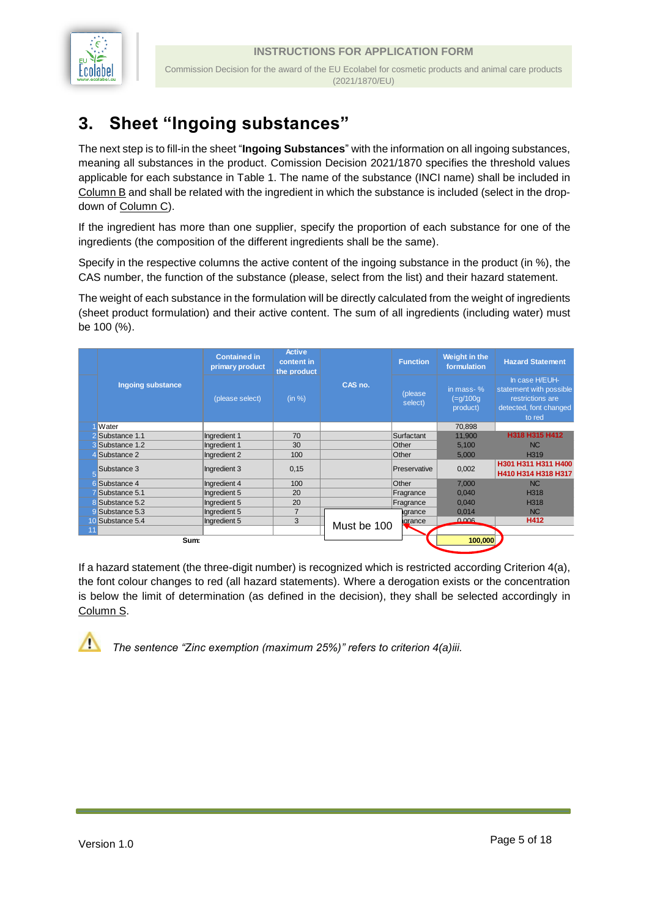## 3. Sheet "Ingoing substances"

The next step is to fill-in the sheet "**Ingoing Substances**" with the information on all ingoing substances, meaning all substances in the product. Comission Decision 2021/1870 specifies the threshold values applicable for each substance in Table 1. The name of the substance (INCI name) shall be included in Column B and shall be related with the ingredient in which the substance is included (select in the drop-down of Column C).

If the ingredient has more than one supplier, specify the proportion of each substance for one of the ingredients (the composition of the different ingredients shall be the same).

Specify in the respective columns the active content of the ingoing substance in the product (in %), the CAS number, the function of the substance (please, select from the list) and their hazard statement.

The weight of each substance in the formulation will be directly calculated from the weight of ingredients (sheet product formulation) and their active content. The sum of all ingredients (including water) must be 100 (%).

| | Ingoing substance | Contained in primary product | Active content in the product | CAS no. | Function | Weight in the formulation | Hazard Statement |
|---|---|---|---|---|---|---|---|
| | | (please select) | (in %) | | (please select) | in mass- % (=g/100g product) | In case H/EUH-statement with possible restrictions are detected, font changed to red |
| 1 | Water | | | | | 70,898 | |
| 2 | Substance 1.1 | Ingredient 1 | 70 | | Surfactant | 11,900 | H318 H315 H412 |
| 3 | Substance 1.2 | Ingredient 1 | 30 | | Other | 5,100 | NC |
| 4 | Substance 2 | Ingredient 2 | 100 | | Other | 5,000 | H319 |
| 5 | Substance 3 | Ingredient 3 | 0,15 | | Preservative | 0,002 | H301 H311 H311 H400 H410 H314 H318 H317 |
| 6 | Substance 4 | Ingredient 4 | 100 | | Other | 7,000 | NC |
| 7 | Substance 5.1 | Ingredient 5 | 20 | | Fragrance | 0,040 | H318 |
| 8 | Substance 5.2 | Ingredient 5 | 20 | | Fragrance | 0,040 | H318 |
| 9 | Substance 5.3 | Ingredient 5 | 7 | | Fragrance | 0,014 | NC |
| 10 | Substance 5.4 | Ingredient 5 | 3 | | Fragrance | 0,006 | H412 |
| 11 | | | | | | | |
| | Sum: | | | | | 100,000 | |

Must be 100

If a hazard statement (the three-digit number) is recognized which is restricted according Criterion 4(a), the font colour changes to red (all hazard statements). Where a derogation exists or the concentration is below the limit of determination (as defined in the decision), they shall be selected accordingly in Column S.

*The sentence "Zinc exemption (maximum 25%)" refers to criterion 4(a)iii.*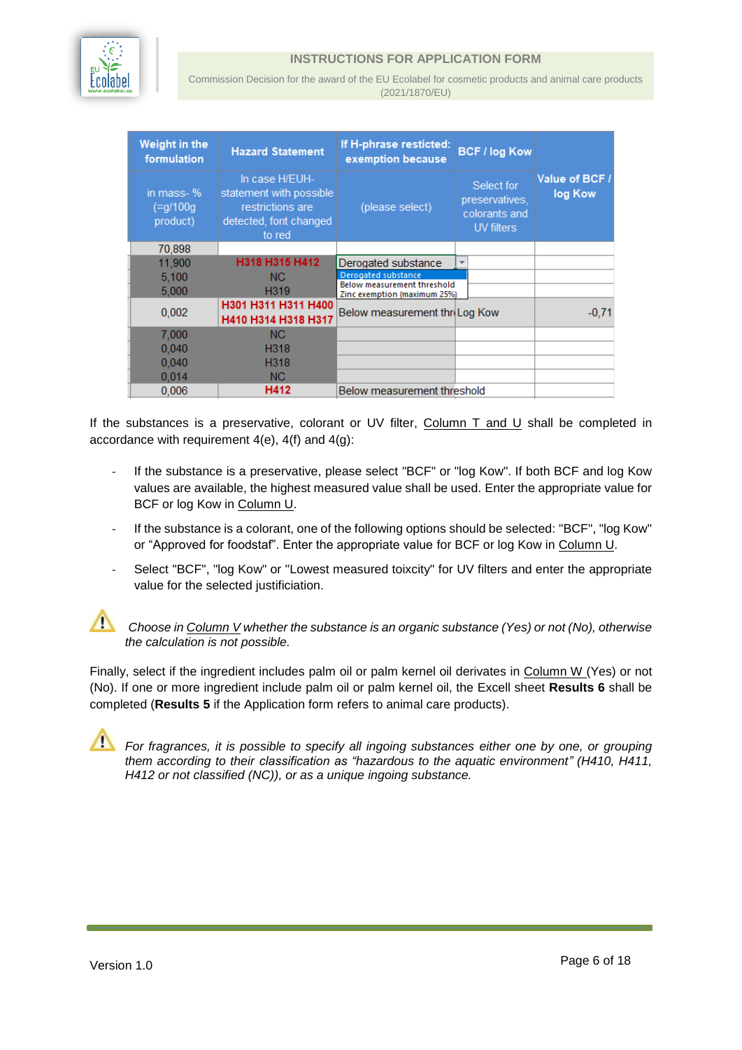| Weight in the formulation | Hazard Statement | If H-phrase restricted: exemption because | BCF / log Kow | Value of BCF / log Kow |
|---|---|---|---|---|
| in mass- % (=g/100g product) | In case H/EUH-statement with possible restrictions are detected, font changed to red | (please select) | Select for preservatives, colorants and UV filters | |
| 70,898 | | | | |
| 11,900 | H318 H315 H412 | Derogated substance | | |
| 5,100 | NC | Derogated substance / Below measurement threshold / Zinc exemption (maximum 25%) | | |
| 5,000 | H319 | | | |
| 0,002 | H301 H311 H311 H400 H410 H314 H318 H317 | Below measurement thr | Log Kow | -0,71 |
| 7,000 | NC | | | |
| 0,040 | H318 | | | |
| 0,040 | H318 | | | |
| 0,014 | NC | | | |
| 0,006 | H412 | Below measurement threshold | | |

If the substances is a preservative, colorant or UV filter, Column T and U shall be completed in accordance with requirement 4(e), 4(f) and 4(g):

- If the substance is a preservative, please select "BCF" or "log Kow". If both BCF and log Kow values are available, the highest measured value shall be used. Enter the appropriate value for BCF or log Kow in Column U.
- If the substance is a colorant, one of the following options should be selected: "BCF", "log Kow" or "Approved for foodstaf". Enter the appropriate value for BCF or log Kow in Column U.
- Select "BCF", "log Kow" or "Lowest measured toixcity" for UV filters and enter the appropriate value for the selected justificiation.

⚠ *Choose in Column V whether the substance is an organic substance (Yes) or not (No), otherwise the calculation is not possible.*

Finally, select if the ingredient includes palm oil or palm kernel oil derivates in Column W (Yes) or not (No). If one or more ingredient include palm oil or palm kernel oil, the Excell sheet **Results 6** shall be completed (**Results 5** if the Application form refers to animal care products).

⚠ *For fragrances, it is possible to specify all ingoing substances either one by one, or grouping them according to their classification as "hazardous to the aquatic environment" (H410, H411, H412 or not classified (NC)), or as a unique ingoing substance.*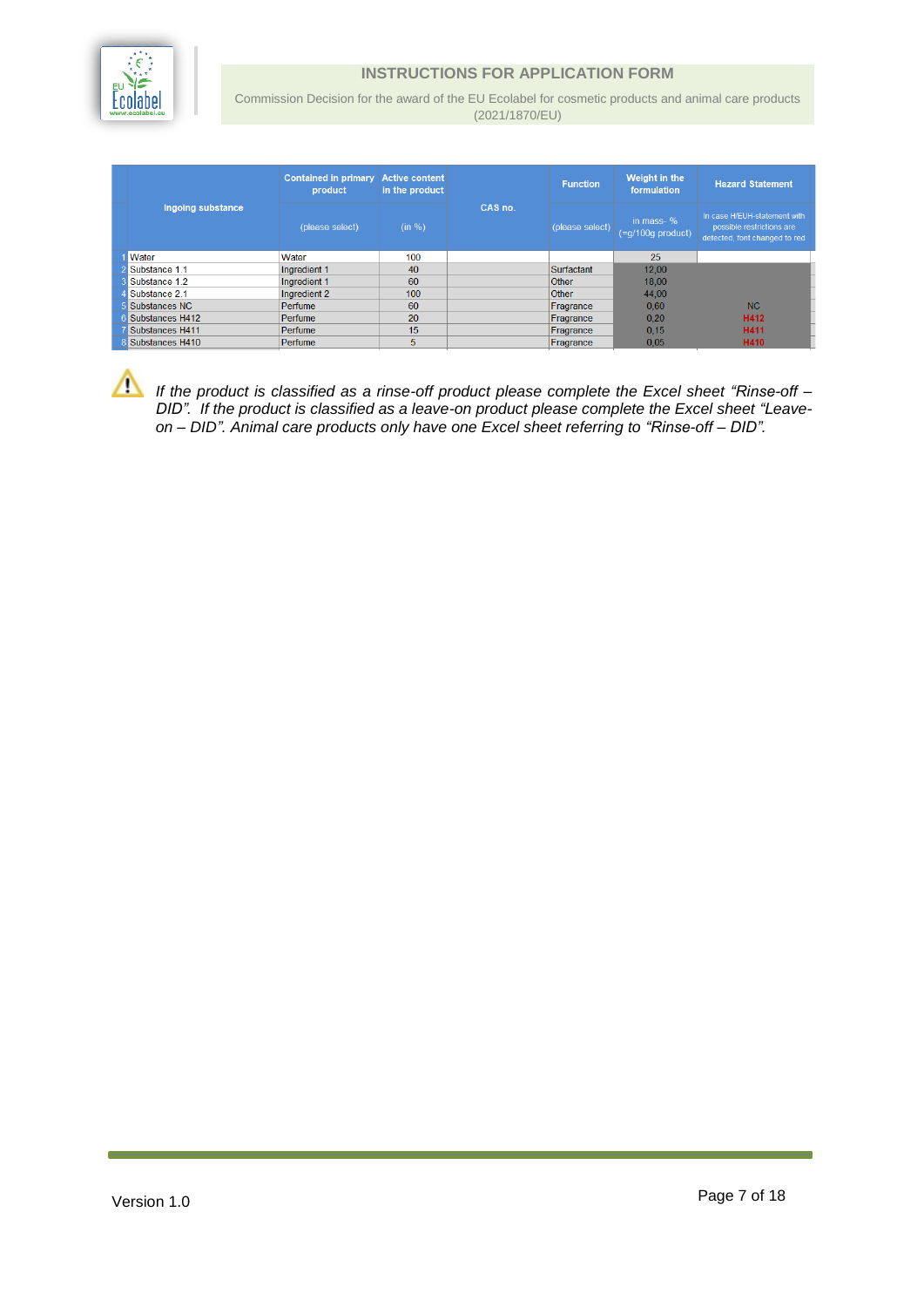| | Ingoing substance | Contained in primary product | Active content in the product | CAS no. | Function | Weight in the formulation | Hazard Statement |
|---|---|---|---|---|---|---|---|
| | | (please select) | (in %) | | (please select) | in mass- % (=g/100g product) | In case H/EUH-statement with possible restrictions are detected, font changed to red |
| 1 | Water | Water | 100 | | | 25 | |
| 2 | Substance 1.1 | Ingredient 1 | 40 | | Surfactant | 12,00 | |
| 3 | Substance 1.2 | Ingredient 1 | 60 | | Other | 18,00 | |
| 4 | Substance 2.1 | Ingredient 2 | 100 | | Other | 44,00 | |
| 5 | Substances NC | Perfume | 60 | | Fragrance | 0,60 | NC |
| 6 | Substances H412 | Perfume | 20 | | Fragrance | 0,20 | H412 |
| 7 | Substances H411 | Perfume | 15 | | Fragrance | 0,15 | H411 |
| 8 | Substances H410 | Perfume | 5 | | Fragrance | 0,05 | H410 |

⚠ *If the product is classified as a rinse-off product please complete the Excel sheet "Rinse-off – DID". If the product is classified as a leave-on product please complete the Excel sheet "Leave-on – DID". Animal care products only have one Excel sheet referring to "Rinse-off – DID".*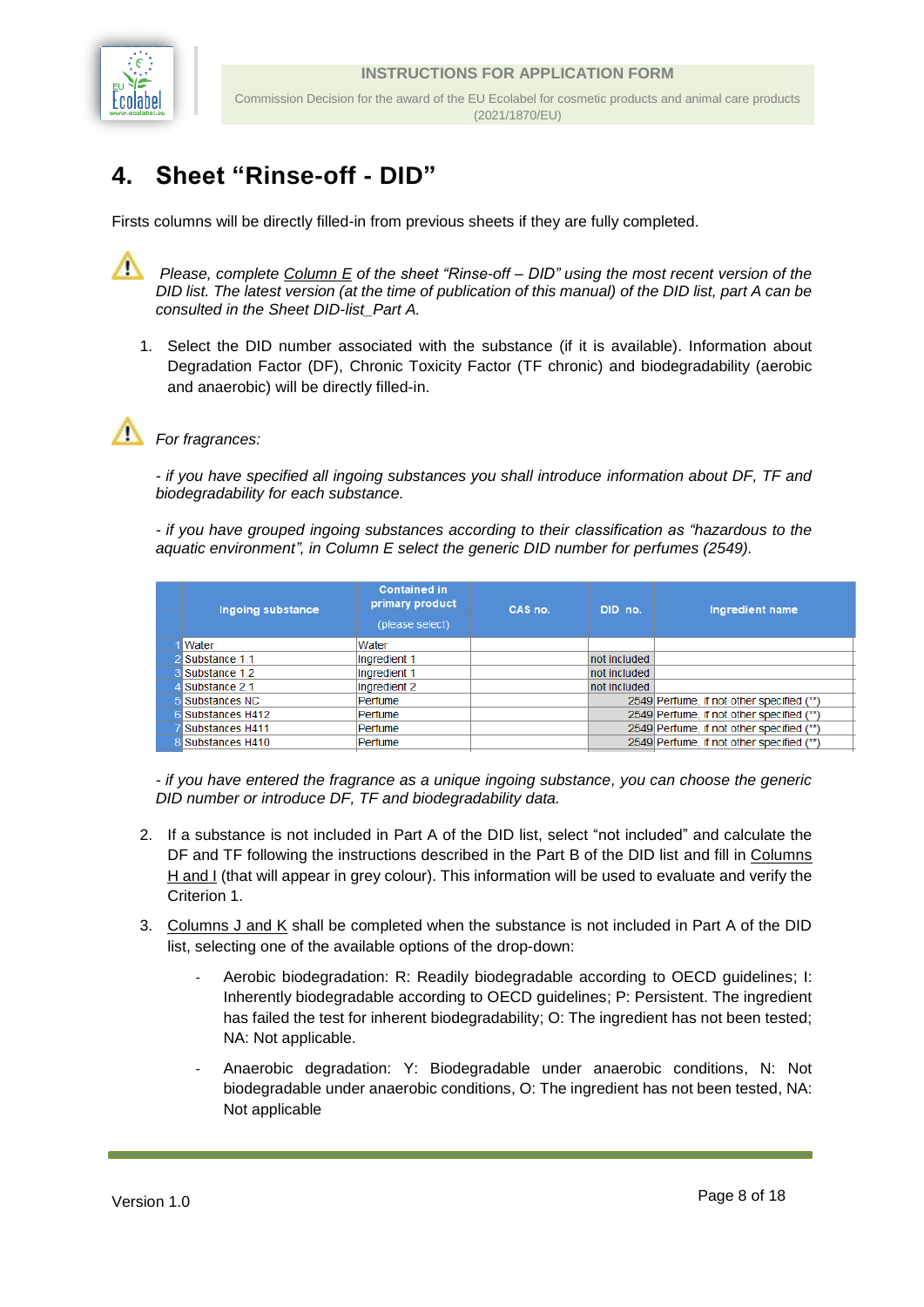# 4. Sheet "Rinse-off - DID"

Firsts columns will be directly filled-in from previous sheets if they are fully completed.

⚠ *Please, complete Column E of the sheet "Rinse-off – DID" using the most recent version of the DID list. The latest version (at the time of publication of this manual) of the DID list, part A can be consulted in the Sheet DID-list_Part A.*

1. Select the DID number associated with the substance (if it is available). Information about Degradation Factor (DF), Chronic Toxicity Factor (TF chronic) and biodegradability (aerobic and anaerobic) will be directly filled-in.

⚠ *For fragrances:*

*- if you have specified all ingoing substances you shall introduce information about DF, TF and biodegradability for each substance.*

*- if you have grouped ingoing substances according to their classification as "hazardous to the aquatic environment", in Column E select the generic DID number for perfumes (2549).*

| | Ingoing substance | Contained in primary product (please select) | CAS no. | DID no. | Ingredient name |
|---|---|---|---|---|---|
| 1 | Water | Water | | | |
| 2 | Substance 1.1 | Ingredient 1 | | not included | |
| 3 | Substance 1.2 | Ingredient 1 | | not included | |
| 4 | Substance 2.1 | Ingredient 2 | | not included | |
| 5 | Substances NC | Perfume | | 2549 | Perfume, if not other specified (**) |
| 6 | Substances H412 | Perfume | | 2549 | Perfume, if not other specified (**) |
| 7 | Substances H411 | Perfume | | 2549 | Perfume, if not other specified (**) |
| 8 | Substances H410 | Perfume | | 2549 | Perfume, if not other specified (**) |

*- if you have entered the fragrance as a unique ingoing substance, you can choose the generic DID number or introduce DF, TF and biodegradability data.*

2. If a substance is not included in Part A of the DID list, select "not included" and calculate the DF and TF following the instructions described in the Part B of the DID list and fill in Columns H and I (that will appear in grey colour). This information will be used to evaluate and verify the Criterion 1.
3. Columns J and K shall be completed when the substance is not included in Part A of the DID list, selecting one of the available options of the drop-down:
   - Aerobic biodegradation: R: Readily biodegradable according to OECD guidelines; I: Inherently biodegradable according to OECD guidelines; P: Persistent. The ingredient has failed the test for inherent biodegradability; O: The ingredient has not been tested; NA: Not applicable.
   - Anaerobic degradation: Y: Biodegradable under anaerobic conditions, N: Not biodegradable under anaerobic conditions, O: The ingredient has not been tested, NA: Not applicable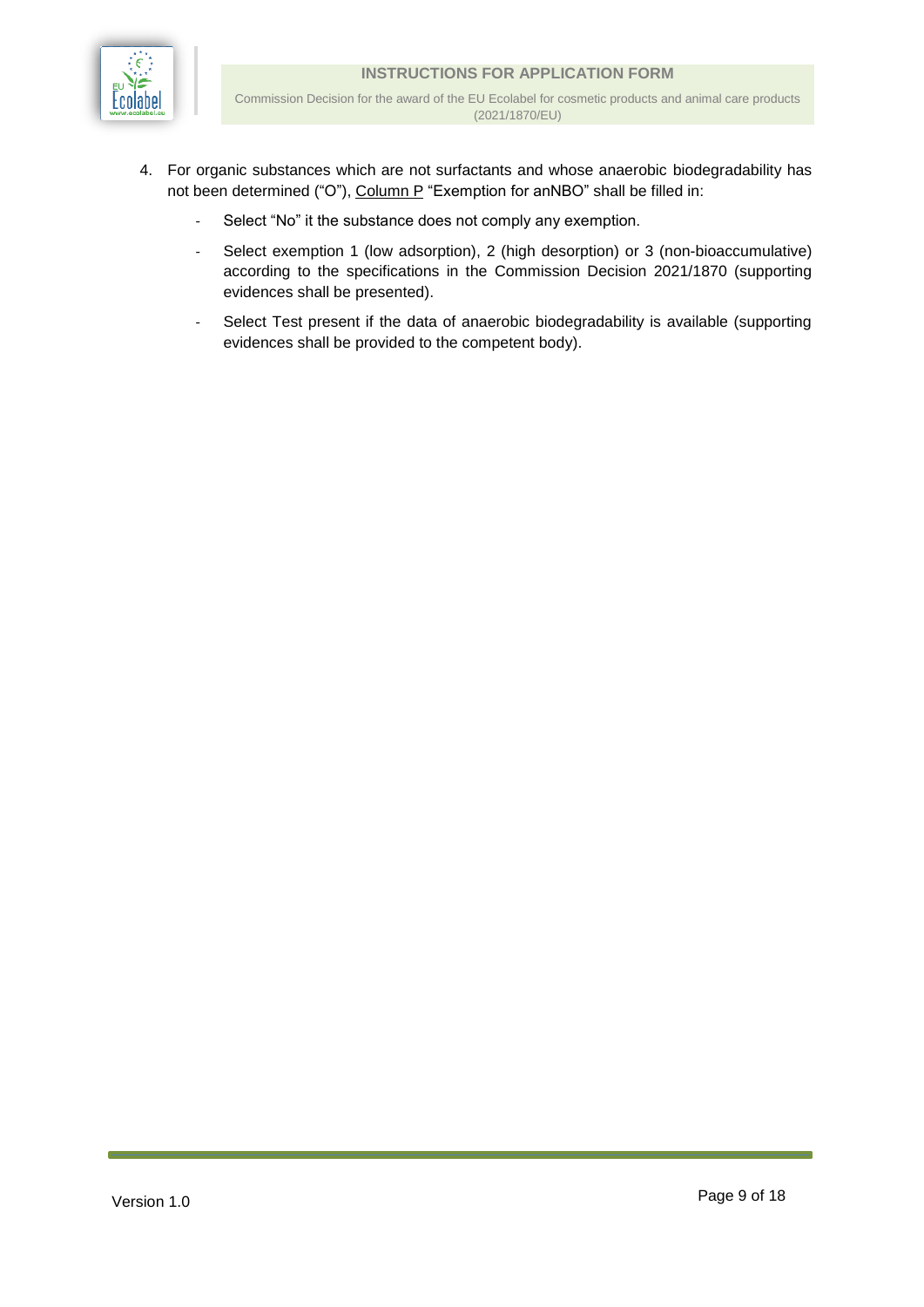4. For organic substances which are not surfactants and whose anaerobic biodegradability has not been determined ("O"), Column P "Exemption for anNBO" shall be filled in:

   - Select "No" it the substance does not comply any exemption.
   - Select exemption 1 (low adsorption), 2 (high desorption) or 3 (non-bioaccumulative) according to the specifications in the Commission Decision 2021/1870 (supporting evidences shall be presented).
   - Select Test present if the data of anaerobic biodegradability is available (supporting evidences shall be provided to the competent body).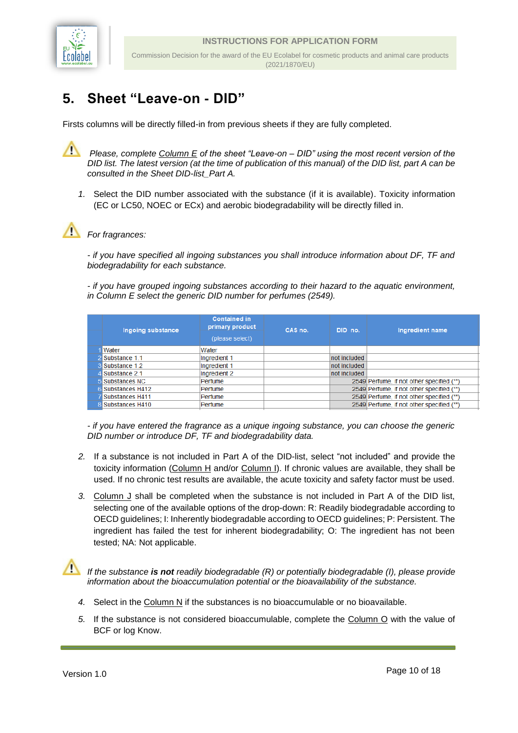# 5. Sheet “Leave-on - DID”

Firsts columns will be directly filled-in from previous sheets if they are fully completed.

⚠ *Please, complete Column E of the sheet “Leave-on – DID” using the most recent version of the DID list. The latest version (at the time of publication of this manual) of the DID list, part A can be consulted in the Sheet DID-list_Part A.*

1. Select the DID number associated with the substance (if it is available). Toxicity information (EC or LC50, NOEC or ECx) and aerobic biodegradability will be directly filled in.

⚠ *For fragrances:*

*- if you have specified all ingoing substances you shall introduce information about DF, TF and biodegradability for each substance.*

*- if you have grouped ingoing substances according to their hazard to the aquatic environment, in Column E select the generic DID number for perfumes (2549).*

| | Ingoing substance | Contained in primary product (please select) | CAS no. | DID no. | Ingredient name |
|---|---|---|---|---|---|
| 1 | Water | Water | | | |
| 2 | Substance 1.1 | Ingredient 1 | | not included | |
| 3 | Substance 1.2 | Ingredient 1 | | not included | |
| 4 | Substance 2.1 | Ingredient 2 | | not included | |
| 5 | Substances NC | Perfume | | 2549 | Perfume, if not other specified (**) |
| 6 | Substances H412 | Perfume | | 2549 | Perfume, if not other specified (**) |
| 7 | Substances H411 | Perfume | | 2549 | Perfume, if not other specified (**) |
| 8 | Substances H410 | Perfume | | 2549 | Perfume, if not other specified (**) |

*- if you have entered the fragrance as a unique ingoing substance, you can choose the generic DID number or introduce DF, TF and biodegradability data.*

2. If a substance is not included in Part A of the DID-list, select “not included” and provide the toxicity information (Column H and/or Column I). If chronic values are available, they shall be used. If no chronic test results are available, the acute toxicity and safety factor must be used.
3. Column J shall be completed when the substance is not included in Part A of the DID list, selecting one of the available options of the drop-down: R: Readily biodegradable according to OECD guidelines; I: Inherently biodegradable according to OECD guidelines; P: Persistent. The ingredient has failed the test for inherent biodegradability; O: The ingredient has not been tested; NA: Not applicable.

⚠ *If the substance **is not** readily biodegradable (R) or potentially biodegradable (I), please provide information about the bioaccumulation potential or the bioavailability of the substance.*

4. Select in the Column N if the substances is no bioaccumulable or no bioavailable.
5. If the substance is not considered bioaccumulable, complete the Column O with the value of BCF or log Know.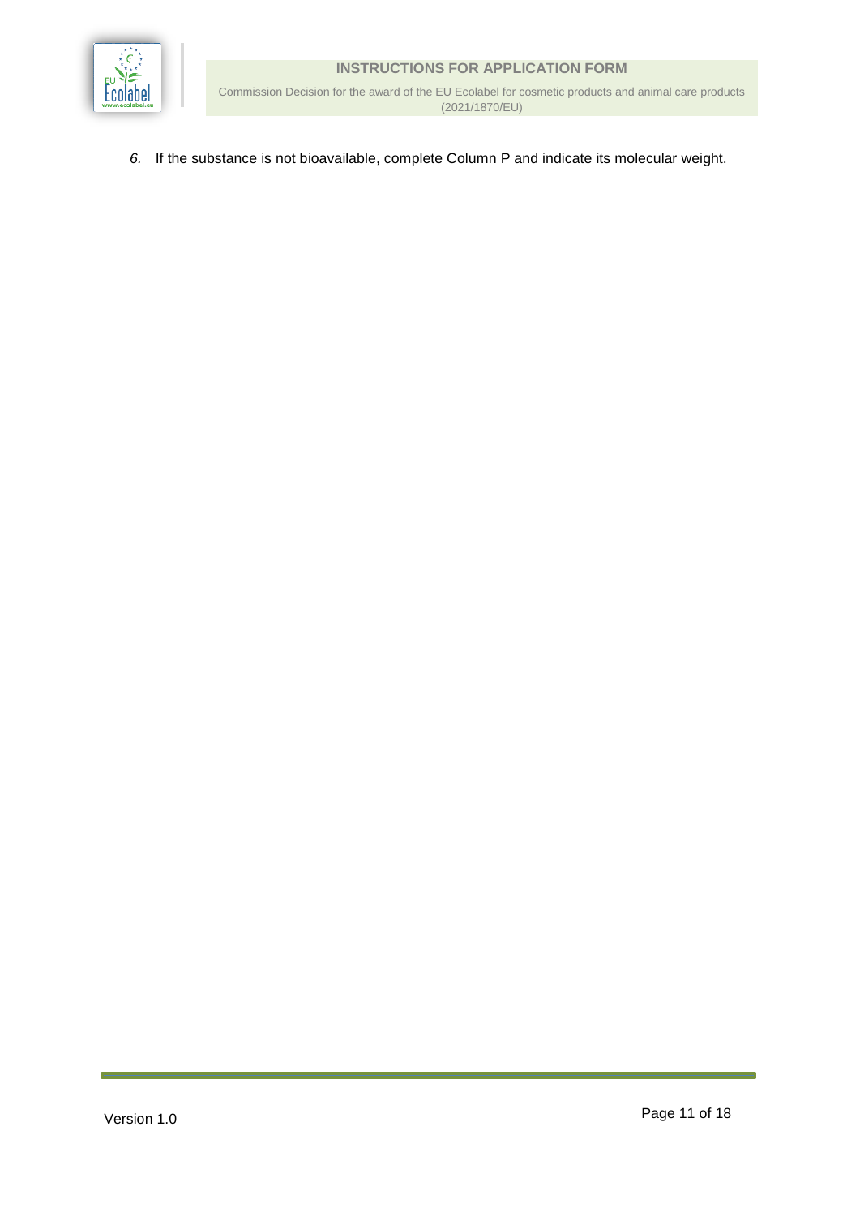*6.* If the substance is not bioavailable, complete Column P and indicate its molecular weight.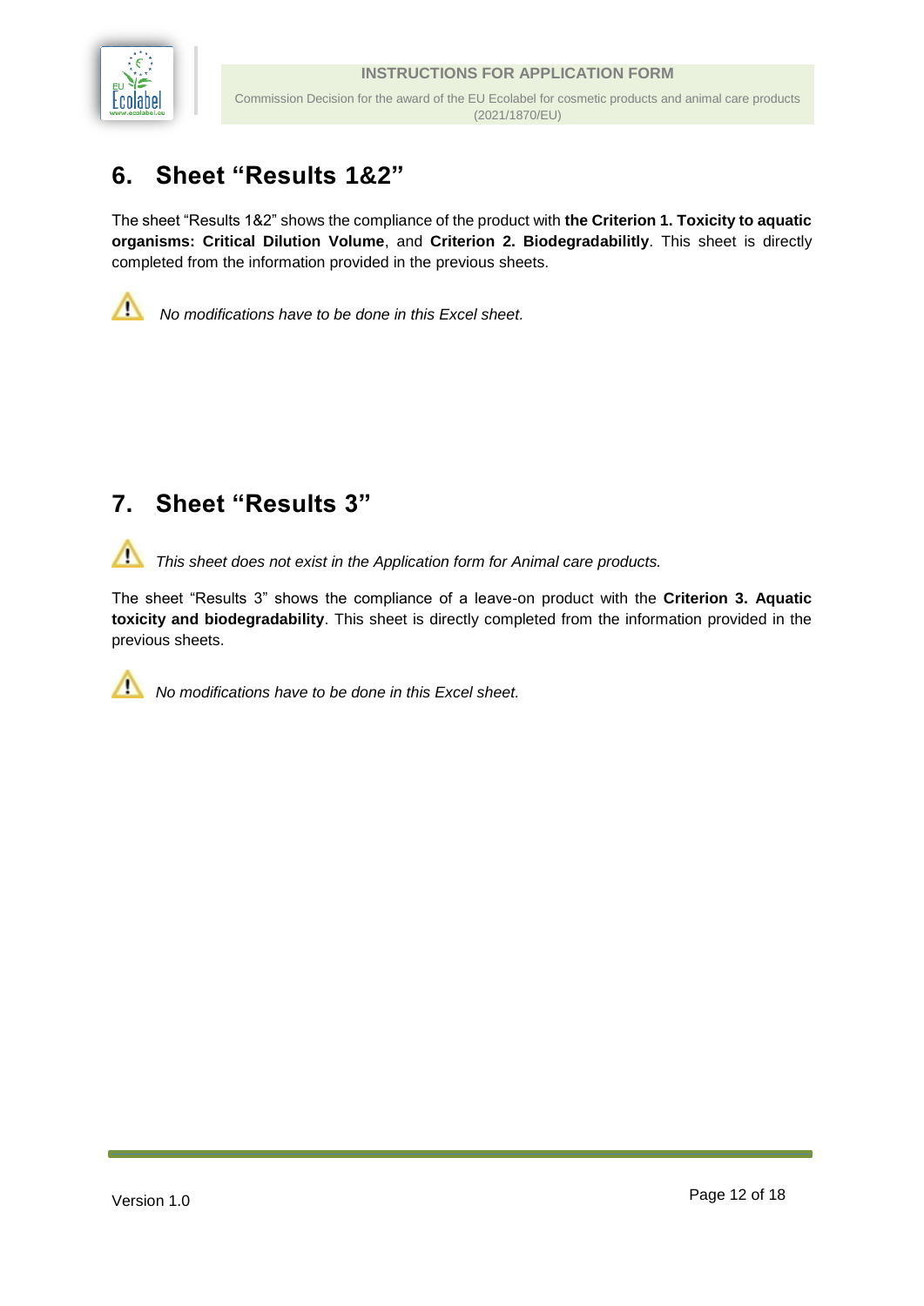## 6. Sheet “Results 1&2”

The sheet “Results 1&2” shows the compliance of the product with **the Criterion 1. Toxicity to aquatic organisms: Critical Dilution Volume**, and **Criterion 2. Biodegradabilitly**. This sheet is directly completed from the information provided in the previous sheets.

⚠ *No modifications have to be done in this Excel sheet.*

## 7. Sheet “Results 3”

⚠ *This sheet does not exist in the Application form for Animal care products.*

The sheet “Results 3” shows the compliance of a leave-on product with the **Criterion 3. Aquatic toxicity and biodegradability**. This sheet is directly completed from the information provided in the previous sheets.

⚠ *No modifications have to be done in this Excel sheet.*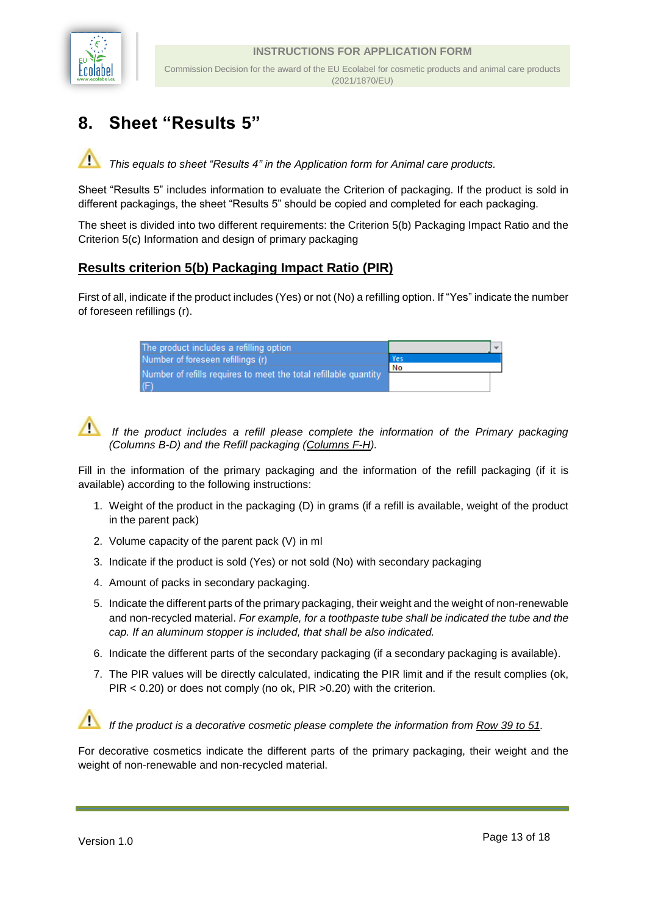## 8. Sheet "Results 5"

*This equals to sheet "Results 4" in the Application form for Animal care products.*

Sheet "Results 5" includes information to evaluate the Criterion of packaging. If the product is sold in different packagings, the sheet "Results 5" should be copied and completed for each packaging.

The sheet is divided into two different requirements: the Criterion 5(b) Packaging Impact Ratio and the Criterion 5(c) Information and design of primary packaging

### Results criterion 5(b) Packaging Impact Ratio (PIR)

First of all, indicate if the product includes (Yes) or not (No) a refilling option. If "Yes" indicate the number of foreseen refillings (r).

| | |
|---|---|
| The product includes a refilling option | Yes / No |
| Number of foreseen refillings (r) | |
| Number of refills requires to meet the total refillable quantity (F) | |

*If the product includes a refill please complete the information of the Primary packaging (Columns B-D) and the Refill packaging (Columns F-H).*

Fill in the information of the primary packaging and the information of the refill packaging (if it is available) according to the following instructions:

1. Weight of the product in the packaging (D) in grams (if a refill is available, weight of the product in the parent pack)
2. Volume capacity of the parent pack (V) in ml
3. Indicate if the product is sold (Yes) or not sold (No) with secondary packaging
4. Amount of packs in secondary packaging.
5. Indicate the different parts of the primary packaging, their weight and the weight of non-renewable and non-recycled material. *For example, for a toothpaste tube shall be indicated the tube and the cap. If an aluminum stopper is included, that shall be also indicated.*
6. Indicate the different parts of the secondary packaging (if a secondary packaging is available).
7. The PIR values will be directly calculated, indicating the PIR limit and if the result complies (ok, PIR < 0.20) or does not comply (no ok, PIR >0.20) with the criterion.

*If the product is a decorative cosmetic please complete the information from Row 39 to 51.*

For decorative cosmetics indicate the different parts of the primary packaging, their weight and the weight of non-renewable and non-recycled material.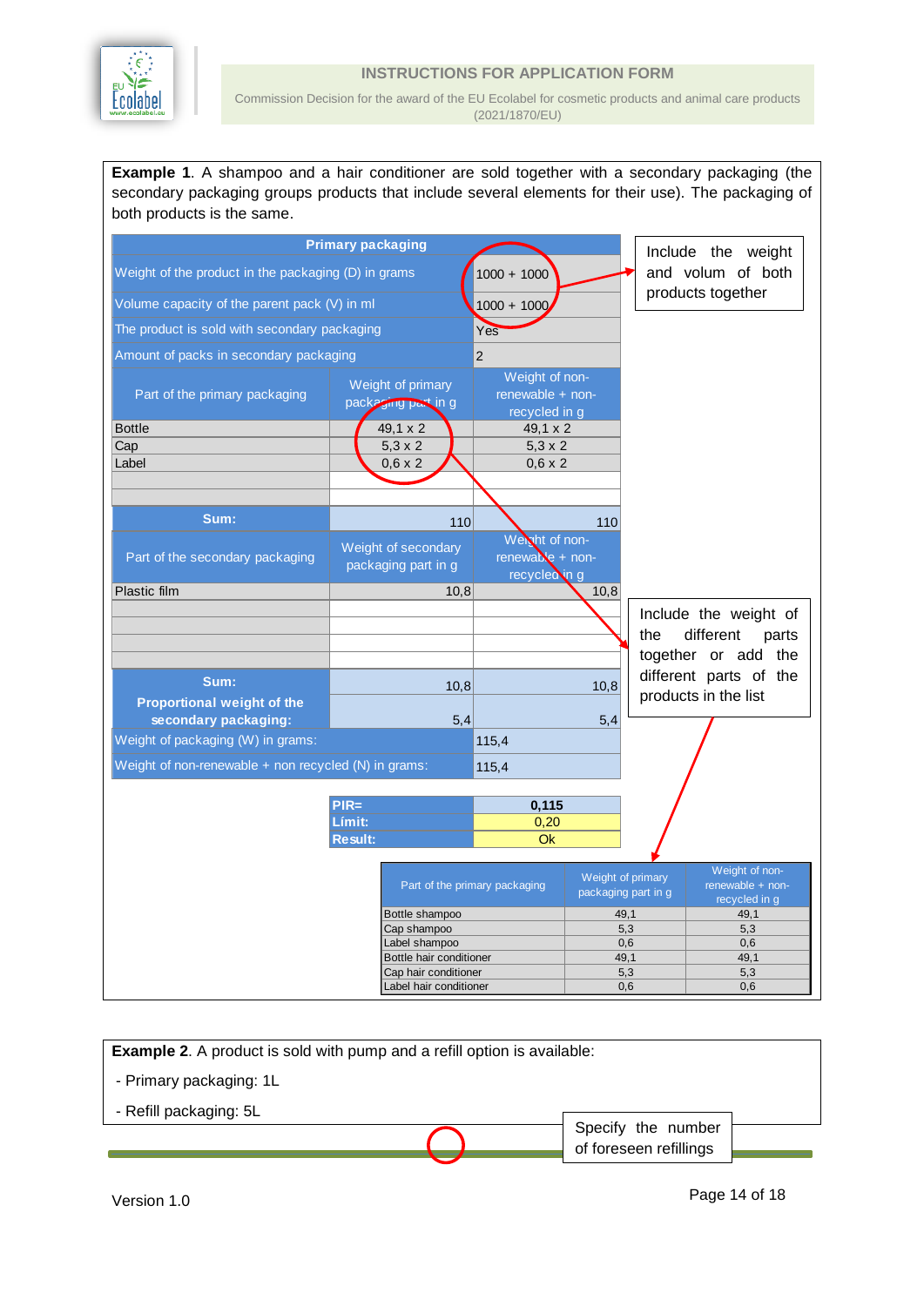**Example 1**. A shampoo and a hair conditioner are sold together with a secondary packaging (the secondary packaging groups products that include several elements for their use). The packaging of both products is the same.

| Primary packaging | | |
|---|---|---|
| Weight of the product in the packaging (D) in grams | | 1000 + 1000 |
| Volume capacity of the parent pack (V) in ml | | 1000 + 1000 |
| The product is sold with secondary packaging | | Yes |
| Amount of packs in secondary packaging | | 2 |
| Part of the primary packaging | Weight of primary packaging part in g | Weight of non-renewable + non-recycled in g |
| Bottle | 49,1 x 2 | 49,1 x 2 |
| Cap | 5,3 x 2 | 5,3 x 2 |
| Label | 0,6 x 2 | 0,6 x 2 |
| | | |
| | | |
| **Sum:** | 110 | 110 |
| Part of the secondary packaging | Weight of secondary packaging part in g | Weight of non-renewable + non-recycled in g |
| Plastic film | 10,8 | 10,8 |
| | | |
| | | |
| | | |
| | | |
| **Sum:** | 10,8 | 10,8 |
| **Proportional weight of the secondary packaging:** | 5,4 | 5,4 |
| Weight of packaging (W) in grams: | | 115,4 |
| Weight of non-renewable + non recycled (N) in grams: | | 115,4 |

| | |
|---|---|
| **PIR=** | **0,115** |
| **Limit:** | 0,20 |
| **Result:** | Ok |

Include the weight and volum of both products together

Include the weight of the different parts together or add the different parts of the products in the list

| Part of the primary packaging | Weight of primary packaging part in g | Weight of non-renewable + non-recycled in g |
|---|---|---|
| Bottle shampoo | 49,1 | 49,1 |
| Cap shampoo | 5,3 | 5,3 |
| Label shampoo | 0,6 | 0,6 |
| Bottle hair conditioner | 49,1 | 49,1 |
| Cap hair conditioner | 5,3 | 5,3 |
| Label hair conditioner | 0,6 | 0,6 |

**Example 2**. A product is sold with pump and a refill option is available:

- Primary packaging: 1L
- Refill packaging: 5L

Specify the number of foreseen refillings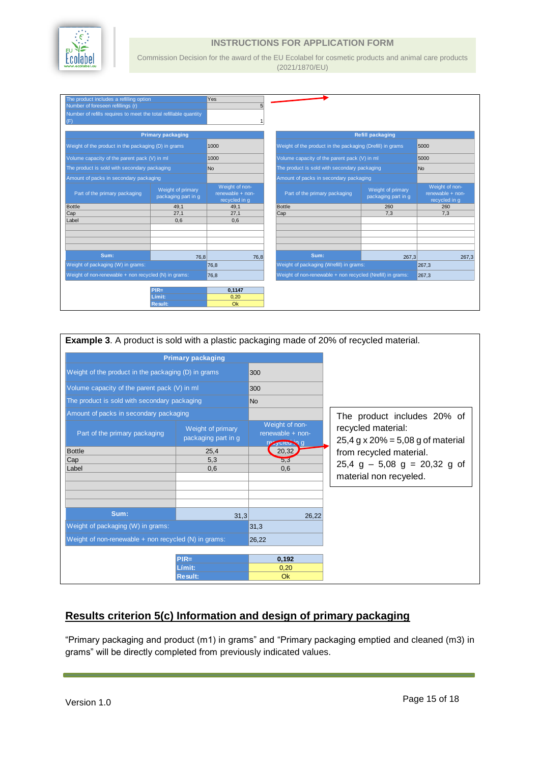| The product includes a refilling option | Yes |
|---|---|
| Number of foreseen refillings (r) | 5 |
| Number of refills requires to meet the total refillable quantity (F) | 1 |

| Primary packaging | | |
|---|---|---|
| Weight of the product in the packaging (D) in grams | | 1000 |
| Volume capacity of the parent pack (V) in ml | | 1000 |
| The product is sold with secondary packaging | | No |
| Amount of packs in secondary packaging | | |
| Part of the primary packaging | Weight of primary packaging part in g | Weight of non-renewable + non-recycled in g |
| Bottle | 49,1 | 49,1 |
| Cap | 27,1 | 27,1 |
| Label | 0,6 | 0,6 |
| | | |
| | | |
| | | |
| | | |
| Sum: | 76,8 | 76,8 |
| Weight of packaging (W) in grams: | | 76,8 |
| Weight of non-renewable + non recycled (N) in grams: | | 76,8 |

| Refill packaging | | |
|---|---|---|
| Weight of the product in the packaging (Drefill) in grams | | 5000 |
| Volume capacity of the parent pack (V) in ml | | 5000 |
| The product is sold with secondary packaging | | No |
| Amount of packs in secondary packaging | | |
| Part of the primary packaging | Weight of primary packaging part in g | Weight of non-renewable + non-recycled in g |
| Bottle | 260 | 260 |
| Cap | 7,3 | 7,3 |
| | | |
| | | |
| | | |
| | | |
| | | |
| Sum: | 267,3 | 267,3 |
| Weight of packaging (Wrefill) in grams: | | 267,3 |
| Weight of non-renewable + non recycled (Nrefill) in grams: | | 267,3 |

| PIR= | 0,1147 |
|---|---|
| Limit: | 0,20 |
| Result: | Ok |

**Example 3**. A product is sold with a plastic packaging made of 20% of recycled material.

| Primary packaging | | |
|---|---|---|
| Weight of the product in the packaging (D) in grams | | 300 |
| Volume capacity of the parent pack (V) in ml | | 300 |
| The product is sold with secondary packaging | | No |
| Amount of packs in secondary packaging | | |
| Part of the primary packaging | Weight of primary packaging part in g | Weight of non-renewable + non-recycled in g |
| Bottle | 25,4 | 20,32 |
| Cap | 5,3 | 5,3 |
| Label | 0,6 | 0,6 |
| | | |
| | | |
| | | |
| | | |
| Sum: | 31,3 | 26,22 |
| Weight of packaging (W) in grams: | | 31,3 |
| Weight of non-renewable + non recycled (N) in grams: | | 26,22 |

| PIR= | 0,192 |
|---|---|
| Limit: | 0,20 |
| Result: | Ok |

The product includes 20% of recycled material:
25,4 g x 20% = 5,08 g of material from recycled material.
25,4 g – 5,08 g = 20,32 g of material non recyeled.

## Results criterion 5(c) Information and design of primary packaging

"Primary packaging and product (m1) in grams" and "Primary packaging emptied and cleaned (m3) in grams" will be directly completed from previously indicated values.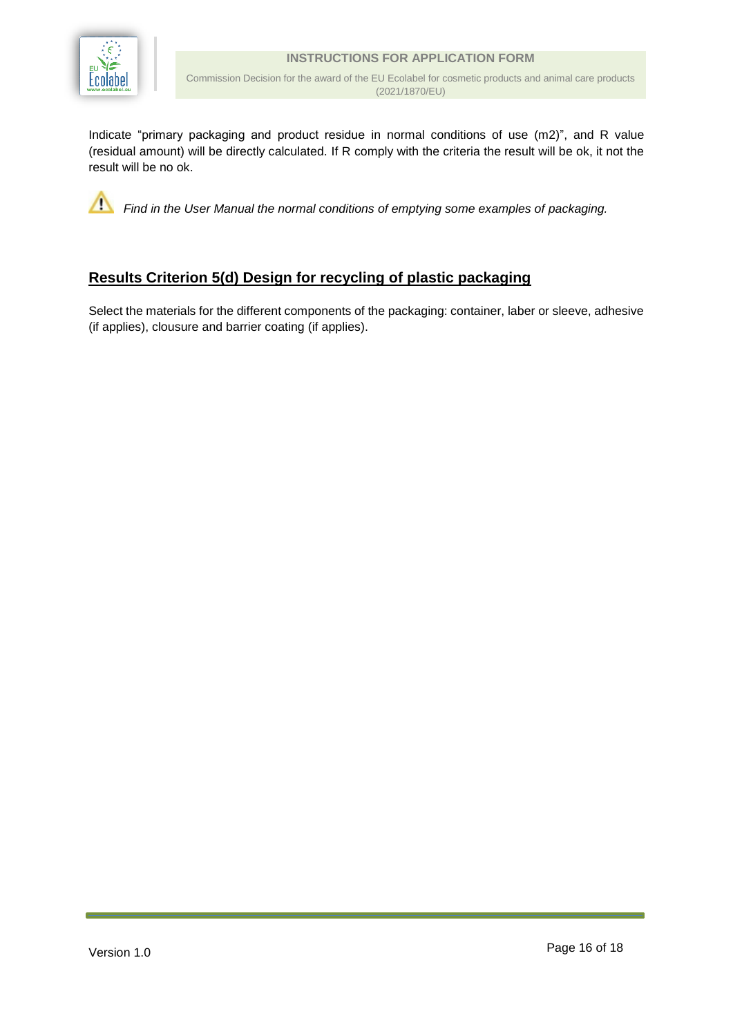Indicate "primary packaging and product residue in normal conditions of use (m2)", and R value (residual amount) will be directly calculated. If R comply with the criteria the result will be ok, it not the result will be no ok.

⚠ *Find in the User Manual the normal conditions of emptying some examples of packaging.*

## Results Criterion 5(d) Design for recycling of plastic packaging

Select the materials for the different components of the packaging: container, laber or sleeve, adhesive (if applies), clousure and barrier coating (if applies).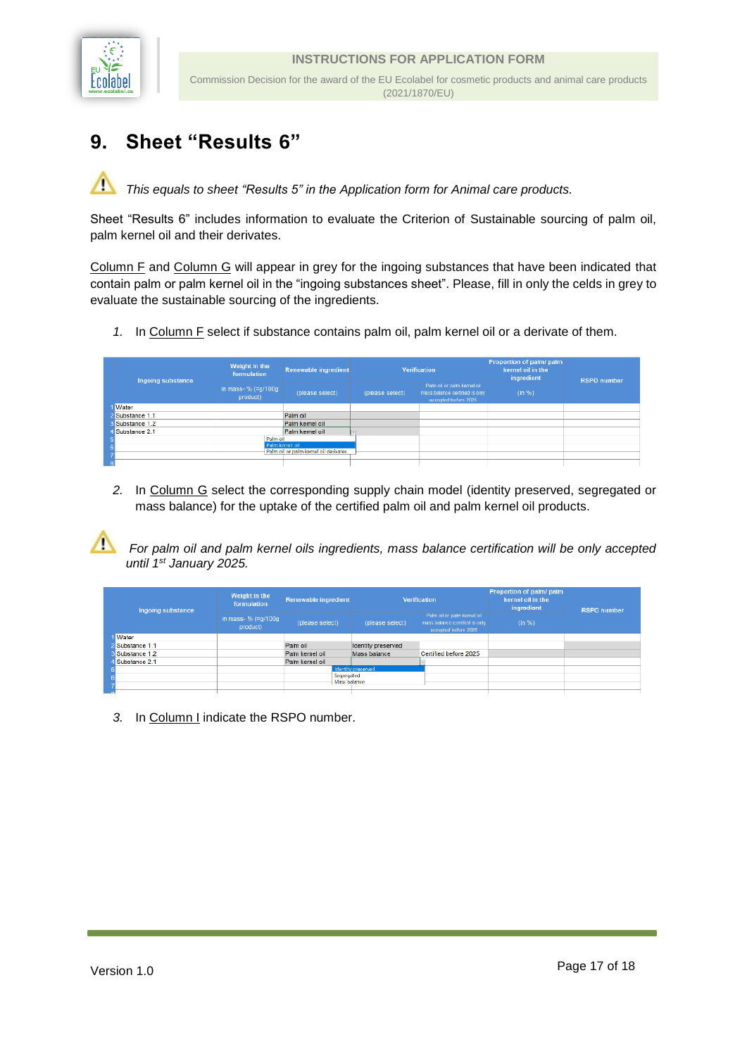# 9. Sheet "Results 6"

⚠ *This equals to sheet "Results 5" in the Application form for Animal care products.*

Sheet "Results 6" includes information to evaluate the Criterion of Sustainable sourcing of palm oil, palm kernel oil and their derivates.

Column F and Column G will appear in grey for the ingoing substances that have been indicated that contain palm or palm kernel oil in the "ingoing substances sheet". Please, fill in only the celds in grey to evaluate the sustainable sourcing of the ingredients.

1. In Column F select if substance contains palm oil, palm kernel oil or a derivate of them.

| | Ingoing substance | Weight in the formulation | Renewable ingredient | Verification | | Proportion of palm/ palm kernel oil in the ingredient | RSPO number |
|---|---|---|---|---|---|---|---|
| | | in mass- % (=g/100g product) | (please select) | (please select) | Palm oil or palm kernel oil mass balance certified is only accepted before 2025 | (in %) | |
| 1 | Water | | | | | | |
| 2 | Substance 1.1 | | Palm oil | | | | |
| 3 | Substance 1.2 | | Palm kernel oil | | | | |
| 4 | Substance 2.1 | | Palm kernel oil | | | | |
| 5 | | | Palm oil | | | | |
| 6 | | | Palm kernel oil | | | | |
| 7 | | | Palm oil or palm kernel oil derivates | | | | |
| 8 | | | | | | | |

2. In Column G select the corresponding supply chain model (identity preserved, segregated or mass balance) for the uptake of the certified palm oil and palm kernel oil products.

⚠ *For palm oil and palm kernel oils ingredients, mass balance certification will be only accepted until 1st January 2025.*

| | Ingoing substance | Weight in the formulation | Renewable ingredient | Verification | | Proportion of palm/ palm kernel oil in the ingredient | RSPO number |
|---|---|---|---|---|---|---|---|
| | | in mass- % (=g/100g product) | (please select) | (please select) | Palm oil or palm kernel oil mass balance certified is only accepted before 2025 | (in %) | |
| 1 | Water | | | | | | |
| 2 | Substance 1.1 | | Palm oil | Identity preserved | | | |
| 3 | Substance 1.2 | | Palm kernel oil | Mass balance | Certified before 2025 | | |
| 4 | Substance 2.1 | | Palm kernel oil | | | | |
| 5 | | | | Identity preserved | | | |
| 6 | | | | Segregated | | | |
| 7 | | | | Mass balance | | | |
| 8 | | | | | | | |

3. In Column I indicate the RSPO number.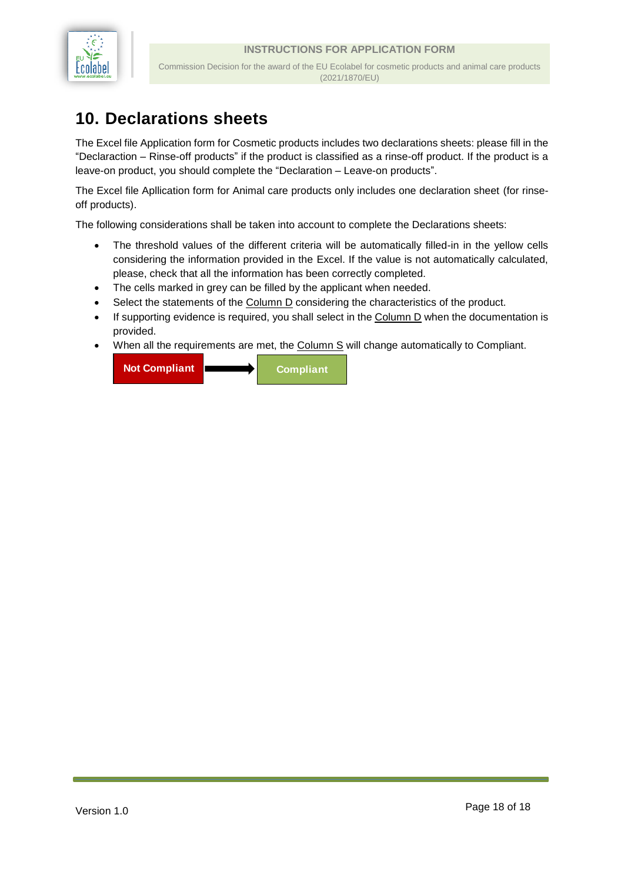# 10. Declarations sheets

The Excel file Application form for Cosmetic products includes two declarations sheets: please fill in the "Declaraction – Rinse-off products" if the product is classified as a rinse-off product. If the product is a leave-on product, you should complete the "Declaration – Leave-on products".

The Excel file Apllication form for Animal care products only includes one declaration sheet (for rinse-off products).

The following considerations shall be taken into account to complete the Declarations sheets:

- The threshold values of the different criteria will be automatically filled-in in the yellow cells considering the information provided in the Excel. If the value is not automatically calculated, please, check that all the information has been correctly completed.
- The cells marked in grey can be filled by the applicant when needed.
- Select the statements of the Column D considering the characteristics of the product.
- If supporting evidence is required, you shall select in the Column D when the documentation is provided.
- When all the requirements are met, the Column S will change automatically to Compliant.

Not Compliant → Compliant